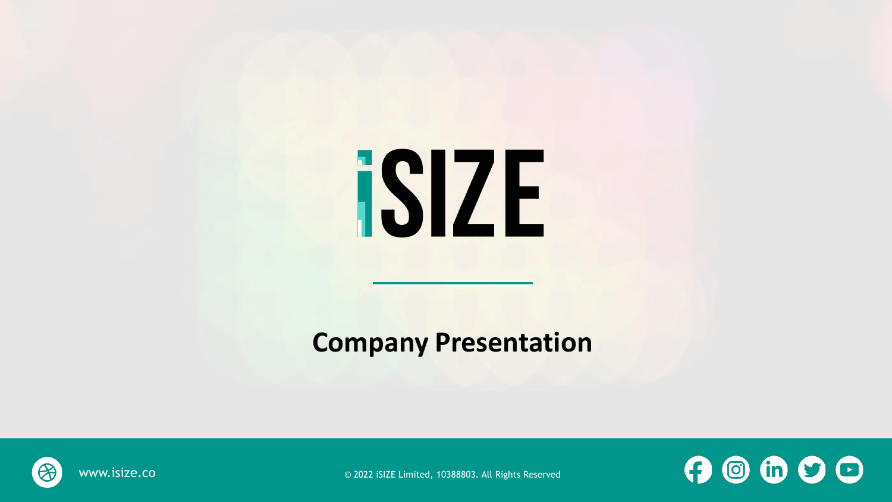# iSIZE

## Company Presentation

www.isize.co

© 2022 iSIZE Limited, 10388803. All Rights Reserved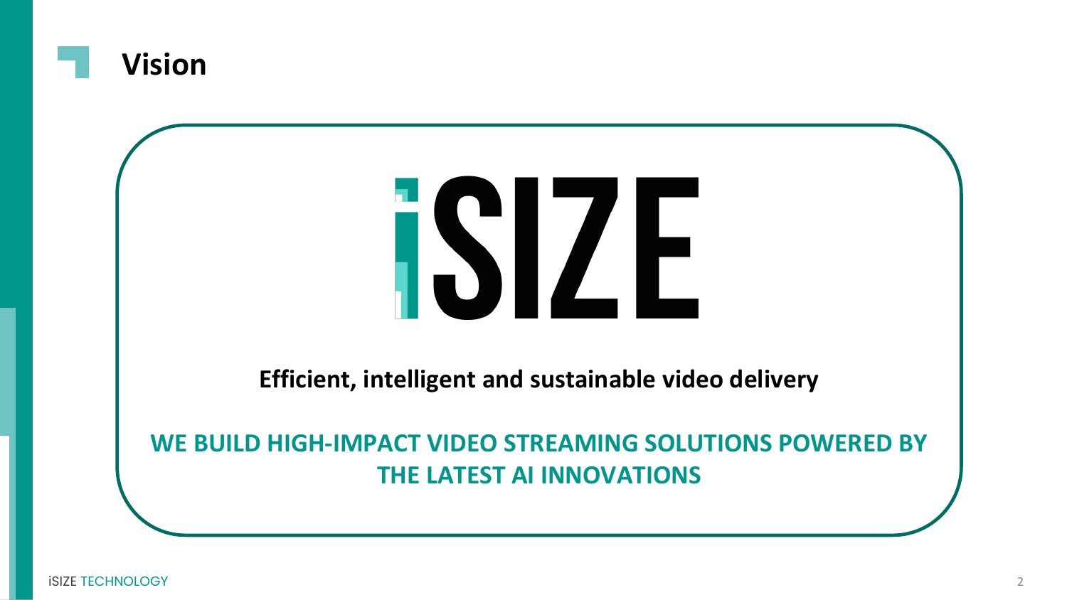# Vision

iSIZE

**Efficient, intelligent and sustainable video delivery**

**WE BUILD HIGH-IMPACT VIDEO STREAMING SOLUTIONS POWERED BY THE LATEST AI INNOVATIONS**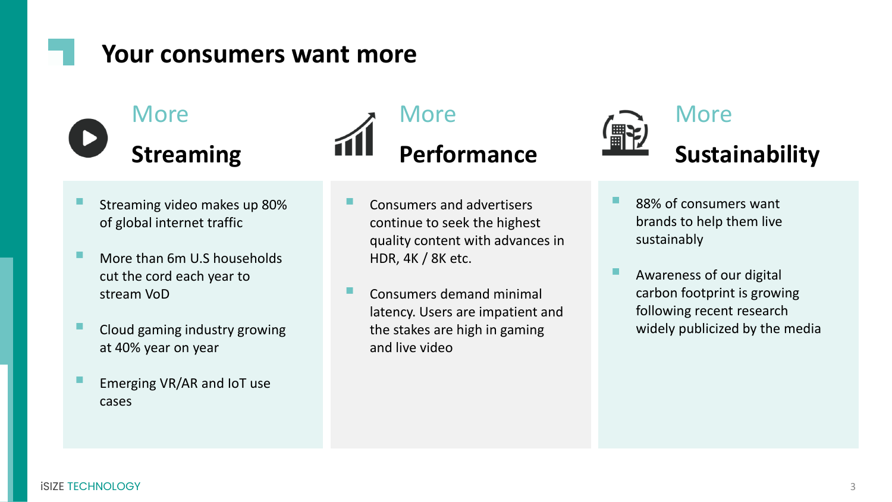# Your consumers want more

## More Streaming

- Streaming video makes up 80% of global internet traffic
- More than 6m U.S households cut the cord each year to stream VoD
- Cloud gaming industry growing at 40% year on year
- Emerging VR/AR and IoT use cases

## More Performance

- Consumers and advertisers continue to seek the highest quality content with advances in HDR, 4K / 8K etc.
- Consumers demand minimal latency. Users are impatient and the stakes are high in gaming and live video

## More Sustainability

- 88% of consumers want brands to help them live sustainably
- Awareness of our digital carbon footprint is growing following recent research widely publicized by the media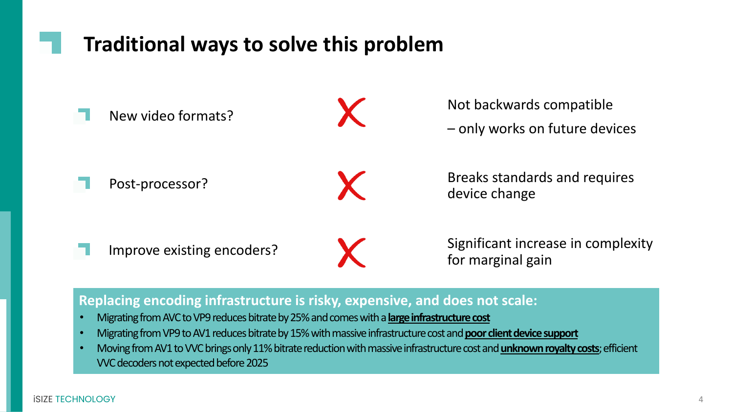# Traditional ways to solve this problem

| Approach | | Issue |
| --- | --- | --- |
| New video formats? | ✗ | Not backwards compatible – only works on future devices |
| Post-processor? | ✗ | Breaks standards and requires device change |
| Improve existing encoders? | ✗ | Significant increase in complexity for marginal gain |

**Replacing encoding infrastructure is risky, expensive, and does not scale:**

- Migrating from AVC to VP9 reduces bitrate by 25% and comes with a **large infrastructure cost**
- Migrating from VP9 to AV1 reduces bitrate by 15% with massive infrastructure cost and **poor client device support**
- Moving from AV1 to VVC brings only 11% bitrate reduction with massive infrastructure cost and **unknown royalty costs**; efficient VVC decoders not expected before 2025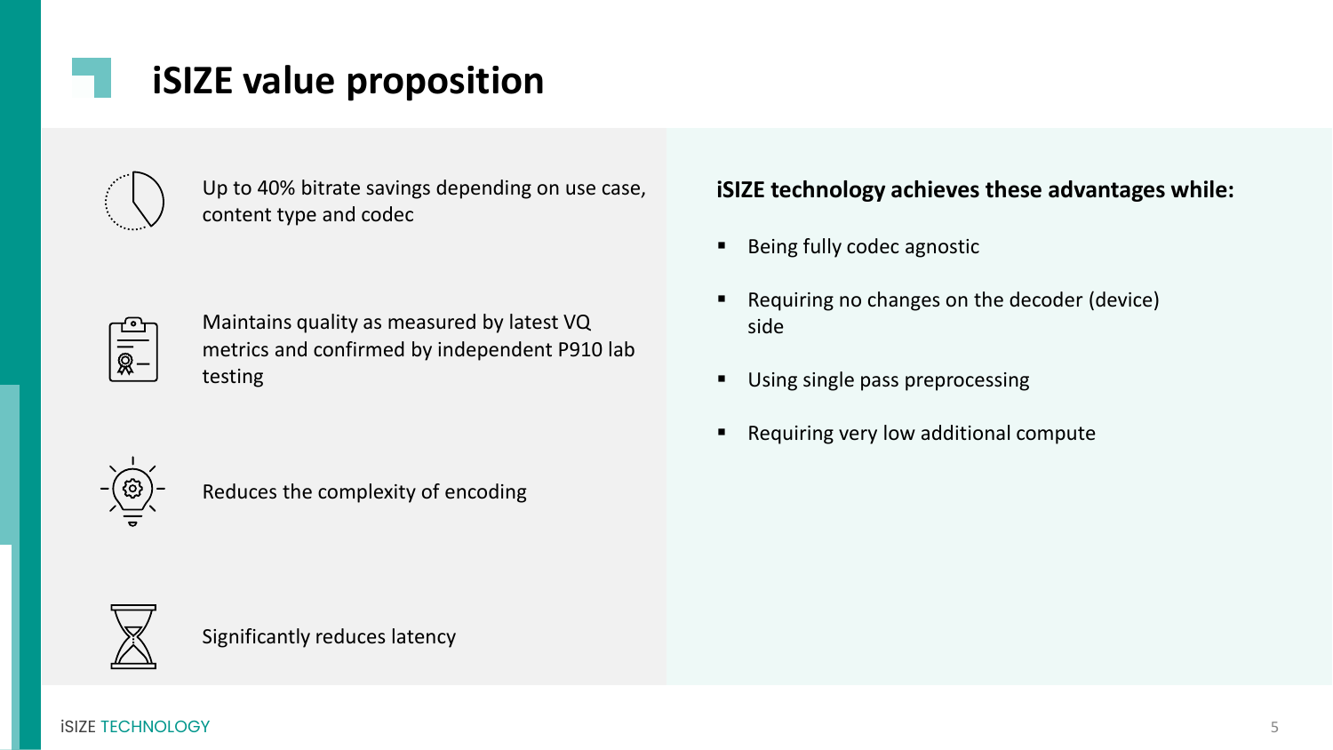# iSIZE value proposition

Up to 40% bitrate savings depending on use case, content type and codec

Maintains quality as measured by latest VQ metrics and confirmed by independent P910 lab testing

Reduces the complexity of encoding

Significantly reduces latency

**iSIZE technology achieves these advantages while:**

- Being fully codec agnostic
- Requiring no changes on the decoder (device) side
- Using single pass preprocessing
- Requiring very low additional compute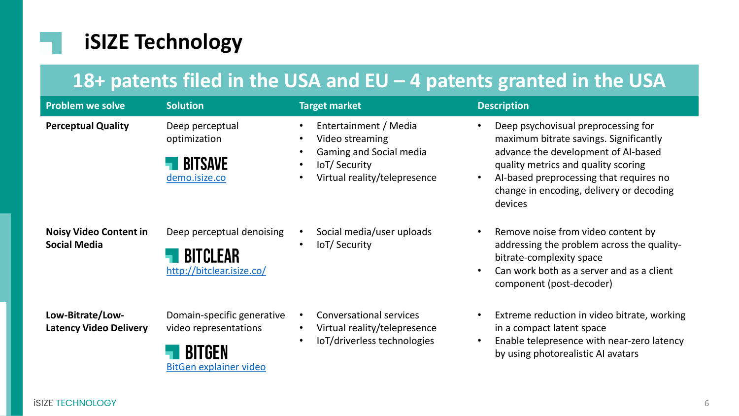# iSIZE Technology

## 18+ patents filed in the USA and EU – 4 patents granted in the USA

| Problem we solve | Solution | Target market | Description |
| --- | --- | --- | --- |
| **Perceptual Quality** | Deep perceptual optimization<br>**BITSAVE**<br>[demo.isize.co](demo.isize.co) | • Entertainment / Media<br>• Video streaming<br>• Gaming and Social media<br>• IoT/ Security<br>• Virtual reality/telepresence | • Deep psychovisual preprocessing for maximum bitrate savings. Significantly advance the development of AI-based quality metrics and quality scoring<br>• AI-based preprocessing that requires no change in encoding, delivery or decoding devices |
| **Noisy Video Content in Social Media** | Deep perceptual denoising<br>**BITCLEAR**<br>[http://bitclear.isize.co/](http://bitclear.isize.co/) | • Social media/user uploads<br>• IoT/ Security | • Remove noise from video content by addressing the problem across the quality-bitrate-complexity space<br>• Can work both as a server and as a client component (post-decoder) |
| **Low-Bitrate/Low-Latency Video Delivery** | Domain-specific generative video representations<br>**BITGEN**<br>BitGen explainer video | • Conversational services<br>• Virtual reality/telepresence<br>• IoT/driverless technologies | • Extreme reduction in video bitrate, working in a compact latent space<br>• Enable telepresence with near-zero latency by using photorealistic AI avatars |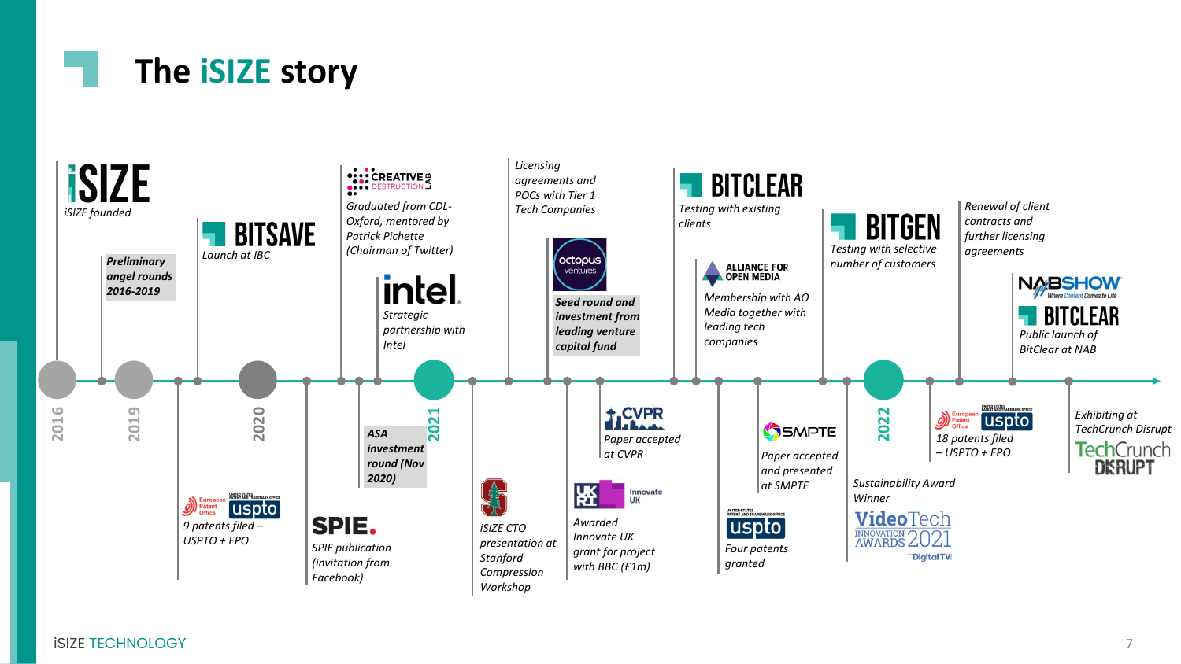# The iSIZE story

**2016**

- **iSIZE** – iSIZE founded
- **Preliminary angel rounds 2016-2019**

**2019**

**2020**

- European Patent Office / USPTO – 9 patents filed – USPTO + EPO
- **BITSAVE** – Launch at IBC
- **SPIE** – SPIE publication (invitation from Facebook)
- **Creative Destruction Lab** – Graduated from CDL-Oxford, mentored by Patrick Pichette (Chairman of Twitter)
- **ASA investment round (Nov 2020)**
- **Intel** – Strategic partnership with Intel

**2021**

- Stanford – iSIZE CTO presentation at Stanford Compression Workshop
- Licensing agreements and POCs with Tier 1 Tech Companies
- **Octopus Ventures** – **Seed round and investment from leading venture capital fund**
- UKRI Innovate UK – Awarded Innovate UK grant for project with BBC (£1m)
- **CVPR** – Paper accepted at CVPR
- **BITCLEAR** – Testing with existing clients
- **Alliance for Open Media** – Membership with AO Media together with leading tech companies
- **USPTO** – Four patents granted
- **SMPTE** – Paper accepted and presented at SMPTE
- **BITGEN** – Testing with selective number of customers

**2022**

- VideoTech Innovation Awards 2021 (Digital TV) – Sustainability Award Winner
- European Patent Office / USPTO – 18 patents filed – USPTO + EPO
- Renewal of client contracts and further licensing agreements
- **NAB Show / BITCLEAR** – Public launch of BitClear at NAB
- **TechCrunch Disrupt** – Exhibiting at TechCrunch Disrupt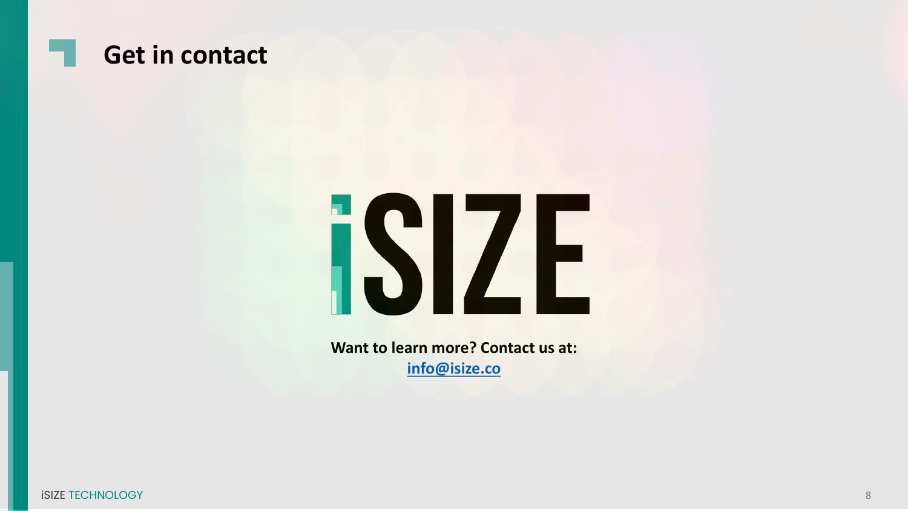# Get in contact

iSIZE

**Want to learn more? Contact us at:**
**info@isize.co**